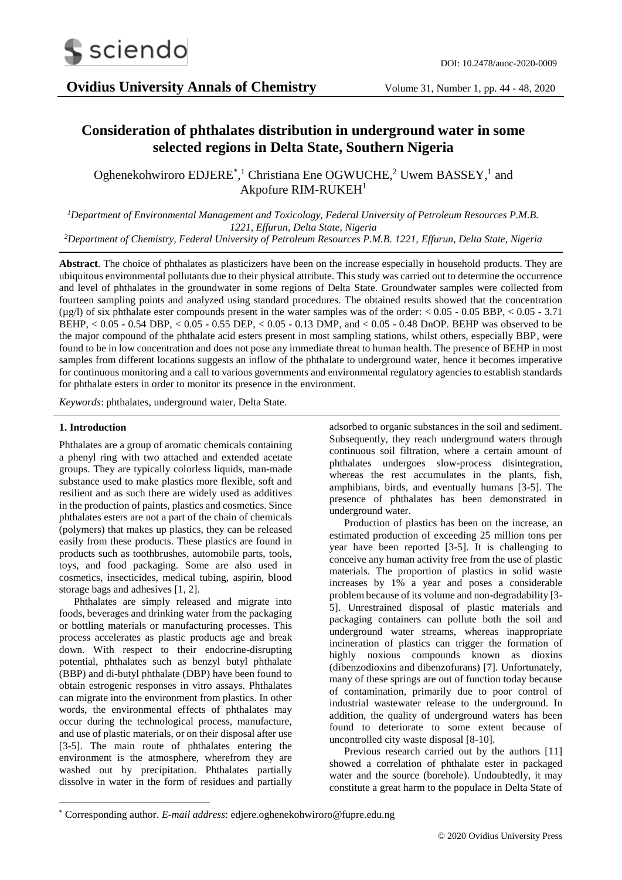# Consideration of phthalates distribution in underground water in some selected regions in Delta State, Southern Nigeria

Oghenekohwiroro EDJERE*,[1] Christiana Ene OGWUCHE,[2] Uwem BASSEY,[1] and Akpofure RIM-RUKEH[1]

[1]*Department of Environmental Management and Toxicology, Federal University of Petroleum Resources P.M.B. 1221, Effurun, Delta State, Nigeria*

[2]*Department of Chemistry, Federal University of Petroleum Resources P.M.B. 1221, Effurun, Delta State, Nigeria*

**Abstract**. The choice of phthalates as plasticizers have been on the increase especially in household products. They are ubiquitous environmental pollutants due to their physical attribute. This study was carried out to determine the occurrence and level of phthalates in the groundwater in some regions of Delta State. Groundwater samples were collected from fourteen sampling points and analyzed using standard procedures. The obtained results showed that the concentration (μg/l) of six phthalate ester compounds present in the water samples was of the order: < 0.05 - 0.05 BBP, < 0.05 - 3.71 BEHP, < 0.05 - 0.54 DBP, < 0.05 - 0.55 DEP, < 0.05 - 0.13 DMP, and < 0.05 - 0.48 DnOP. BEHP was observed to be the major compound of the phthalate acid esters present in most sampling stations, whilst others, especially BBP, were found to be in low concentration and does not pose any immediate threat to human health. The presence of BEHP in most samples from different locations suggests an inflow of the phthalate to underground water, hence it becomes imperative for continuous monitoring and a call to various governments and environmental regulatory agencies to establish standards for phthalate esters in order to monitor its presence in the environment.

*Keywords*: phthalates, underground water, Delta State.

## 1. Introduction

Phthalates are a group of aromatic chemicals containing a phenyl ring with two attached and extended acetate groups. They are typically colorless liquids, man-made substance used to make plastics more flexible, soft and resilient and as such there are widely used as additives in the production of paints, plastics and cosmetics. Since phthalates esters are not a part of the chain of chemicals (polymers) that makes up plastics, they can be released easily from these products. These plastics are found in products such as toothbrushes, automobile parts, tools, toys, and food packaging. Some are also used in cosmetics, insecticides, medical tubing, aspirin, blood storage bags and adhesives [1, 2].

Phthalates are simply released and migrate into foods, beverages and drinking water from the packaging or bottling materials or manufacturing processes. This process accelerates as plastic products age and break down. With respect to their endocrine-disrupting potential, phthalates such as benzyl butyl phthalate (BBP) and di-butyl phthalate (DBP) have been found to obtain estrogenic responses in vitro assays. Phthalates can migrate into the environment from plastics. In other words, the environmental effects of phthalates may occur during the technological process, manufacture, and use of plastic materials, or on their disposal after use [3-5]. The main route of phthalates entering the environment is the atmosphere, wherefrom they are washed out by precipitation. Phthalates partially dissolve in water in the form of residues and partially adsorbed to organic substances in the soil and sediment. Subsequently, they reach underground waters through continuous soil filtration, where a certain amount of phthalates undergoes slow-process disintegration, whereas the rest accumulates in the plants, fish, amphibians, birds, and eventually humans [3-5]. The presence of phthalates has been demonstrated in underground water.

Production of plastics has been on the increase, an estimated production of exceeding 25 million tons per year have been reported [3-5]. It is challenging to conceive any human activity free from the use of plastic materials. The proportion of plastics in solid waste increases by 1% a year and poses a considerable problem because of its volume and non-degradability [3-5]. Unrestrained disposal of plastic materials and packaging containers can pollute both the soil and underground water streams, whereas inappropriate incineration of plastics can trigger the formation of highly noxious compounds known as dioxins (dibenzodioxins and dibenzofurans) [7]. Unfortunately, many of these springs are out of function today because of contamination, primarily due to poor control of industrial wastewater release to the underground. In addition, the quality of underground waters has been found to deteriorate to some extent because of uncontrolled city waste disposal [8-10].

Previous research carried out by the authors [11] showed a correlation of phthalate ester in packaged water and the source (borehole). Undoubtedly, it may constitute a great harm to the populace in Delta State of

\* Corresponding author. *E-mail address*: edjere.oghenekohwiroro@fupre.edu.ng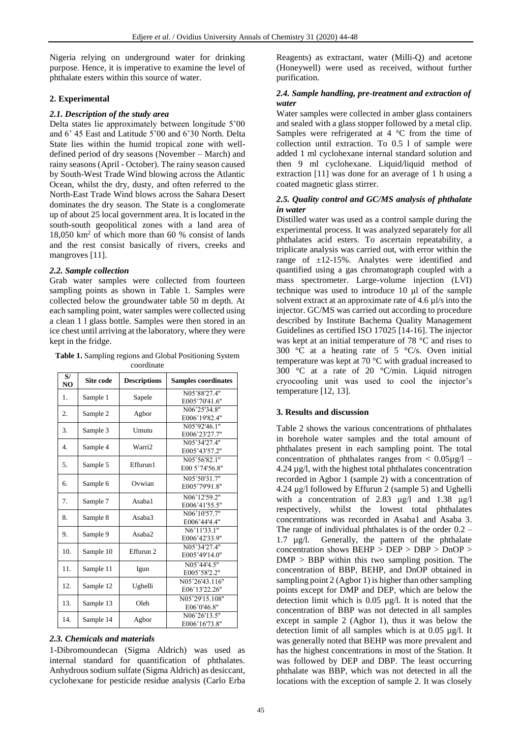Nigeria relying on underground water for drinking purpose. Hence, it is imperative to examine the level of phthalate esters within this source of water.

## 2. Experimental

### 2.1. Description of the study area

Delta states lie approximately between longitude 5'00 and 6' 45 East and Latitude 5'00 and 6'30 North. Delta State lies within the humid tropical zone with well-defined period of dry seasons (November – March) and rainy seasons (April - October). The rainy season caused by South-West Trade Wind blowing across the Atlantic Ocean, whilst the dry, dusty, and often referred to the North-East Trade Wind blows across the Sahara Desert dominates the dry season. The State is a conglomerate up of about 25 local government area. It is located in the south-south geopolitical zones with a land area of 18,050 km$^2$ of which more than 60 % consist of lands and the rest consist basically of rivers, creeks and mangroves [11].

### 2.2. Sample collection

Grab water samples were collected from fourteen sampling points as shown in Table 1. Samples were collected below the groundwater table 50 m depth. At each sampling point, water samples were collected using a clean 1 l glass bottle. Samples were then stored in an ice chest until arriving at the laboratory, where they were kept in the fridge.

**Table 1.** Sampling regions and Global Positioning System coordinate

| S/ NO | Site code | Descriptions | Samples coordinates |
|---|---|---|---|
| 1. | Sample 1 | Sapele | N05˚88'27.4" E005˚70'41.6" |
| 2. | Sample 2 | Agbor | N06˚25'34.8" E006˚19'82.4" |
| 3. | Sample 3 | Umutu | N05˚92'46.1" E006˚23'27.7" |
| 4. | Sample 4 | Warri2 | N05˚34'27.4" E005˚43'57.2" |
| 5. | Sample 5 | Effurun1 | N05˚56'82.1" E00 5˚74'56.8" |
| 6. | Sample 6 | Ovwian | N05˚50'31.7" E005˚79'91.8" |
| 7. | Sample 7 | Asaba1 | N06˚12'59.2" E006˚41'55.5" |
| 8. | Sample 8 | Asaba3 | N06˚10'57.7" E006˚44'4.4" |
| 9. | Sample 9 | Asaba2 | N6˚11'33.1" E006˚42'33.9" |
| 10. | Sample 10 | Effurun 2 | N05˚34'27.4" E005˚49'14.0" |
| 11. | Sample 11 | Igun | N05˚44'4.5" E005˚58'2.2" |
| 12. | Sample 12 | Ughelli | N05˚26'43.116" E06˚13'22.26" |
| 13. | Sample 13 | Oleh | N05˚29'15.108" E06˚0'46.8" |
| 14. | Sample 14 | Agbor | N06˚26'13.5" E006˚16'73.8" |

### 2.3. Chemicals and materials

1-Dibromoundecan (Sigma Aldrich) was used as internal standard for quantification of phthalates. Anhydrous sodium sulfate (Sigma Aldrich) as desiccant, cyclohexane for pesticide residue analysis (Carlo Erba Reagents) as extractant, water (Milli-Q) and acetone (Honeywell) were used as received, without further purification.

### 2.4. Sample handling, pre-treatment and extraction of water

Water samples were collected in amber glass containers and sealed with a glass stopper followed by a metal clip. Samples were refrigerated at 4 °C from the time of collection until extraction. To 0.5 l of sample were added 1 ml cyclohexane internal standard solution and then 9 ml cyclohexane. Liquid/liquid method of extraction [11] was done for an average of 1 h using a coated magnetic glass stirrer.

### 2.5. Quality control and GC/MS analysis of phthalate in water

Distilled water was used as a control sample during the experimental process. It was analyzed separately for all phthalates acid esters. To ascertain repeatability, a triplicate analysis was carried out, with error within the range of ±12-15%. Analytes were identified and quantified using a gas chromatograph coupled with a mass spectrometer. Large-volume injection (LVI) technique was used to introduce 10 µl of the sample solvent extract at an approximate rate of 4.6 µl/s into the injector. GC/MS was carried out according to procedure described by Institute Bachema Quality Management Guidelines as certified ISO 17025 [14-16]. The injector was kept at an initial temperature of 78 °C and rises to 300 °C at a heating rate of 5 °C/s. Oven initial temperature was kept at 70 °C with gradual increased to 300 °C at a rate of 20 °C/min. Liquid nitrogen cryocooling unit was used to cool the injector's temperature [12, 13].

## 3. Results and discussion

Table 2 shows the various concentrations of phthalates in borehole water samples and the total amount of phthalates present in each sampling point. The total concentration of phthalates ranges from < 0.05µg/l – 4.24 µg/l, with the highest total phthalates concentration recorded in Agbor 1 (sample 2) with a concentration of 4.24 µg/l followed by Effurun 2 (sample 5) and Ughelli with a concentration of 2.83 µg/l and 1.38 µg/l respectively, whilst the lowest total phthalates concentrations was recorded in Asaba1 and Asaba 3. The range of individual phthalates is of the order 0.2 – 1.7 µg/l. Generally, the pattern of the phthalate concentration shows BEHP > DEP > DBP > DnOP > DMP > BBP within this two sampling position. The concentration of BBP, BEHP, and DnOP obtained in sampling point 2 (Agbor 1) is higher than other sampling points except for DMP and DEP, which are below the detection limit which is 0.05 µg/l. It is noted that the concentration of BBP was not detected in all samples except in sample 2 (Agbor 1), thus it was below the detection limit of all samples which is at 0.05 µg/l. It was generally noted that BEHP was more prevalent and has the highest concentrations in most of the Station. It was followed by DEP and DBP. The least occurring phthalate was BBP, which was not detected in all the locations with the exception of sample 2. It was closely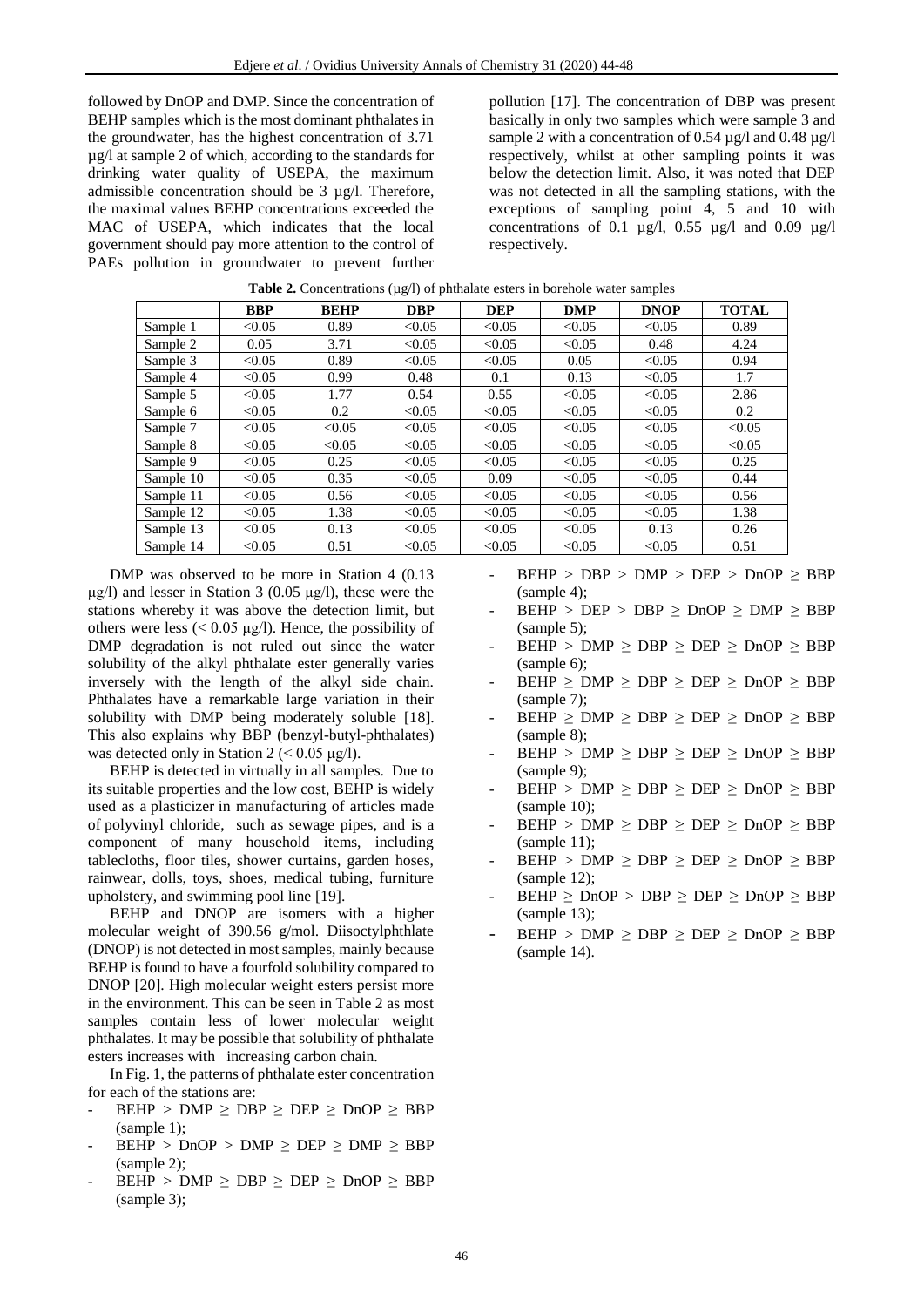followed by DnOP and DMP. Since the concentration of BEHP samples which is the most dominant phthalates in the groundwater, has the highest concentration of 3.71 µg/l at sample 2 of which, according to the standards for drinking water quality of USEPA, the maximum admissible concentration should be 3 µg/l. Therefore, the maximal values BEHP concentrations exceeded the MAC of USEPA, which indicates that the local government should pay more attention to the control of PAEs pollution in groundwater to prevent further pollution [17]. The concentration of DBP was present basically in only two samples which were sample 3 and sample 2 with a concentration of 0.54 µg/l and 0.48 µg/l respectively, whilst at other sampling points it was below the detection limit. Also, it was noted that DEP was not detected in all the sampling stations, with the exceptions of sampling point 4, 5 and 10 with concentrations of 0.1 µg/l, 0.55 µg/l and 0.09 µg/l respectively.

**Table 2.** Concentrations (µg/l) of phthalate esters in borehole water samples

| | BBP | BEHP | DBP | DEP | DMP | DNOP | TOTAL |
|---|---|---|---|---|---|---|---|
| Sample 1 | <0.05 | 0.89 | <0.05 | <0.05 | <0.05 | <0.05 | 0.89 |
| Sample 2 | 0.05 | 3.71 | <0.05 | <0.05 | <0.05 | 0.48 | 4.24 |
| Sample 3 | <0.05 | 0.89 | <0.05 | <0.05 | 0.05 | <0.05 | 0.94 |
| Sample 4 | <0.05 | 0.99 | 0.48 | 0.1 | 0.13 | <0.05 | 1.7 |
| Sample 5 | <0.05 | 1.77 | 0.54 | 0.55 | <0.05 | <0.05 | 2.86 |
| Sample 6 | <0.05 | 0.2 | <0.05 | <0.05 | <0.05 | <0.05 | 0.2 |
| Sample 7 | <0.05 | <0.05 | <0.05 | <0.05 | <0.05 | <0.05 | <0.05 |
| Sample 8 | <0.05 | <0.05 | <0.05 | <0.05 | <0.05 | <0.05 | <0.05 |
| Sample 9 | <0.05 | 0.25 | <0.05 | <0.05 | <0.05 | <0.05 | 0.25 |
| Sample 10 | <0.05 | 0.35 | <0.05 | 0.09 | <0.05 | <0.05 | 0.44 |
| Sample 11 | <0.05 | 0.56 | <0.05 | <0.05 | <0.05 | <0.05 | 0.56 |
| Sample 12 | <0.05 | 1.38 | <0.05 | <0.05 | <0.05 | <0.05 | 1.38 |
| Sample 13 | <0.05 | 0.13 | <0.05 | <0.05 | <0.05 | 0.13 | 0.26 |
| Sample 14 | <0.05 | 0.51 | <0.05 | <0.05 | <0.05 | <0.05 | 0.51 |

DMP was observed to be more in Station 4 (0.13 µg/l) and lesser in Station 3 (0.05 µg/l), these were the stations whereby it was above the detection limit, but others were less (< 0.05 µg/l). Hence, the possibility of DMP degradation is not ruled out since the water solubility of the alkyl phthalate ester generally varies inversely with the length of the alkyl side chain. Phthalates have a remarkable large variation in their solubility with DMP being moderately soluble [18]. This also explains why BBP (benzyl-butyl-phthalates) was detected only in Station 2 (< 0.05 µg/l).

BEHP is detected in virtually in all samples. Due to its suitable properties and the low cost, BEHP is widely used as a plasticizer in manufacturing of articles made of polyvinyl chloride, such as sewage pipes, and is a component of many household items, including tablecloths, floor tiles, shower curtains, garden hoses, rainwear, dolls, toys, shoes, medical tubing, furniture upholstery, and swimming pool line [19].

BEHP and DNOP are isomers with a higher molecular weight of 390.56 g/mol. Diisoctylphthlate (DNOP) is not detected in most samples, mainly because BEHP is found to have a fourfold solubility compared to DNOP [20]. High molecular weight esters persist more in the environment. This can be seen in Table 2 as most samples contain less of lower molecular weight phthalates. It may be possible that solubility of phthalate esters increases with increasing carbon chain.

In Fig. 1, the patterns of phthalate ester concentration for each of the stations are:

- BEHP > DMP ≥ DBP ≥ DEP ≥ DnOP ≥ BBP (sample 1);
- BEHP > DnOP > DMP ≥ DEP ≥ DMP ≥ BBP (sample 2);
- BEHP > DMP ≥ DBP ≥ DEP ≥ DnOP ≥ BBP (sample 3);
- BEHP > DBP > DMP > DEP > DnOP ≥ BBP (sample 4);
- BEHP > DEP > DBP ≥ DnOP ≥ DMP ≥ BBP (sample 5);
- BEHP > DMP ≥ DBP ≥ DEP ≥ DnOP ≥ BBP (sample 6);
- BEHP ≥ DMP ≥ DBP ≥ DEP ≥ DnOP ≥ BBP (sample 7);
- BEHP ≥ DMP ≥ DBP ≥ DEP ≥ DnOP ≥ BBP (sample 8);
- BEHP > DMP ≥ DBP ≥ DEP ≥ DnOP ≥ BBP (sample 9);
- BEHP > DMP ≥ DBP ≥ DEP ≥ DnOP ≥ BBP (sample 10);
- BEHP > DMP ≥ DBP ≥ DEP ≥ DnOP ≥ BBP (sample 11);
- BEHP > DMP ≥ DBP ≥ DEP ≥ DnOP ≥ BBP (sample 12);
- BEHP ≥ DnOP > DBP ≥ DEP ≥ DnOP ≥ BBP (sample 13);
- BEHP > DMP ≥ DBP ≥ DEP ≥ DnOP ≥ BBP (sample 14).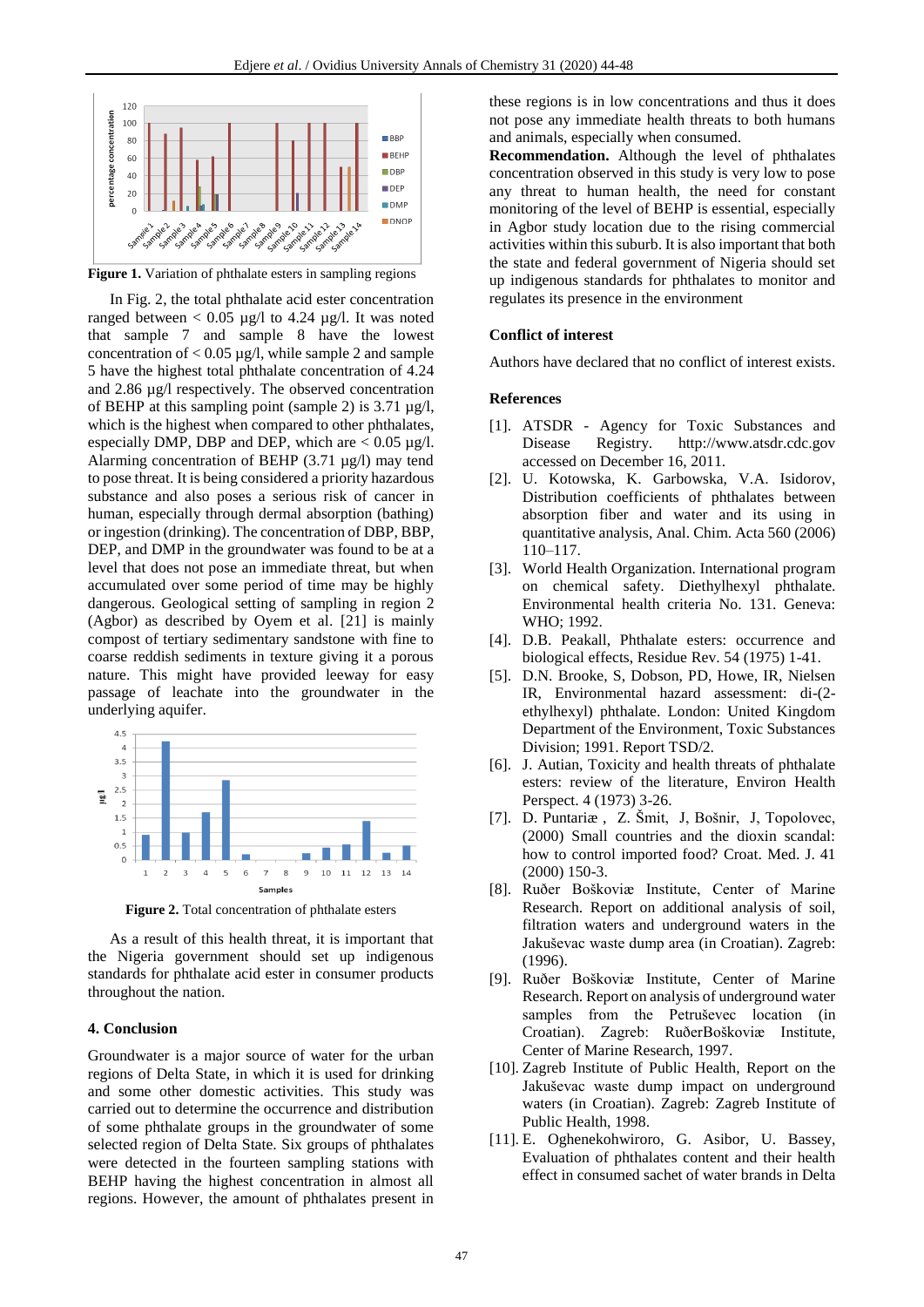**Figure 1.** Variation of phthalate esters in sampling regions

In Fig. 2, the total phthalate acid ester concentration ranged between < 0.05 µg/l to 4.24 µg/l. It was noted that sample 7 and sample 8 have the lowest concentration of < 0.05 µg/l, while sample 2 and sample 5 have the highest total phthalate concentration of 4.24 and 2.86 µg/l respectively. The observed concentration of BEHP at this sampling point (sample 2) is 3.71 µg/l, which is the highest when compared to other phthalates, especially DMP, DBP and DEP, which are < 0.05 µg/l. Alarming concentration of BEHP (3.71 µg/l) may tend to pose threat. It is being considered a priority hazardous substance and also poses a serious risk of cancer in human, especially through dermal absorption (bathing) or ingestion (drinking). The concentration of DBP, BBP, DEP, and DMP in the groundwater was found to be at a level that does not pose an immediate threat, but when accumulated over some period of time may be highly dangerous. Geological setting of sampling in region 2 (Agbor) as described by Oyem et al. [21] is mainly compost of tertiary sedimentary sandstone with fine to coarse reddish sediments in texture giving it a porous nature. This might have provided leeway for easy passage of leachate into the groundwater in the underlying aquifer.

**Figure 2.** Total concentration of phthalate esters

As a result of this health threat, it is important that the Nigeria government should set up indigenous standards for phthalate acid ester in consumer products throughout the nation.

## 4. Conclusion

Groundwater is a major source of water for the urban regions of Delta State, in which it is used for drinking and some other domestic activities. This study was carried out to determine the occurrence and distribution of some phthalate groups in the groundwater of some selected region of Delta State. Six groups of phthalates were detected in the fourteen sampling stations with BEHP having the highest concentration in almost all regions. However, the amount of phthalates present in these regions is in low concentrations and thus it does not pose any immediate health threats to both humans and animals, especially when consumed.

**Recommendation.** Although the level of phthalates concentration observed in this study is very low to pose any threat to human health, the need for constant monitoring of the level of BEHP is essential, especially in Agbor study location due to the rising commercial activities within this suburb. It is also important that both the state and federal government of Nigeria should set up indigenous standards for phthalates to monitor and regulates its presence in the environment

### Conflict of interest

Authors have declared that no conflict of interest exists.

### References

[1]. ATSDR - Agency for Toxic Substances and Disease Registry. http://www.atsdr.cdc.gov accessed on December 16, 2011.

[2]. U. Kotowska, K. Garbowska, V.A. Isidorov, Distribution coefficients of phthalates between absorption fiber and water and its using in quantitative analysis, Anal. Chim. Acta 560 (2006) 110–117.

[3]. World Health Organization. International program on chemical safety. Diethylhexyl phthalate. Environmental health criteria No. 131. Geneva: WHO; 1992.

[4]. D.B. Peakall, Phthalate esters: occurrence and biological effects, Residue Rev. 54 (1975) 1-41.

[5]. D.N. Brooke, S, Dobson, PD, Howe, IR, Nielsen IR, Environmental hazard assessment: di-(2-ethylhexyl) phthalate. London: United Kingdom Department of the Environment, Toxic Substances Division; 1991. Report TSD/2.

[6]. J. Autian, Toxicity and health threats of phthalate esters: review of the literature, Environ Health Perspect. 4 (1973) 3-26.

[7]. D. Puntariæ , Z. Šmit, J, Bošnir, J, Topolovec, (2000) Small countries and the dioxin scandal: how to control imported food? Croat. Med. J. 41 (2000) 150-3.

[8]. Ruðer Boškoviæ Institute, Center of Marine Research. Report on additional analysis of soil, filtration waters and underground waters in the Jakuševac waste dump area (in Croatian). Zagreb: (1996).

[9]. Ruðer Boškoviæ Institute, Center of Marine Research. Report on analysis of underground water samples from the Petruševec location (in Croatian). Zagreb: RuðerBoškoviæ Institute, Center of Marine Research, 1997.

[10]. Zagreb Institute of Public Health, Report on the Jakuševac waste dump impact on underground waters (in Croatian). Zagreb: Zagreb Institute of Public Health, 1998.

[11]. E. Oghenekohwiroro, G. Asibor, U. Bassey, Evaluation of phthalates content and their health effect in consumed sachet of water brands in Delta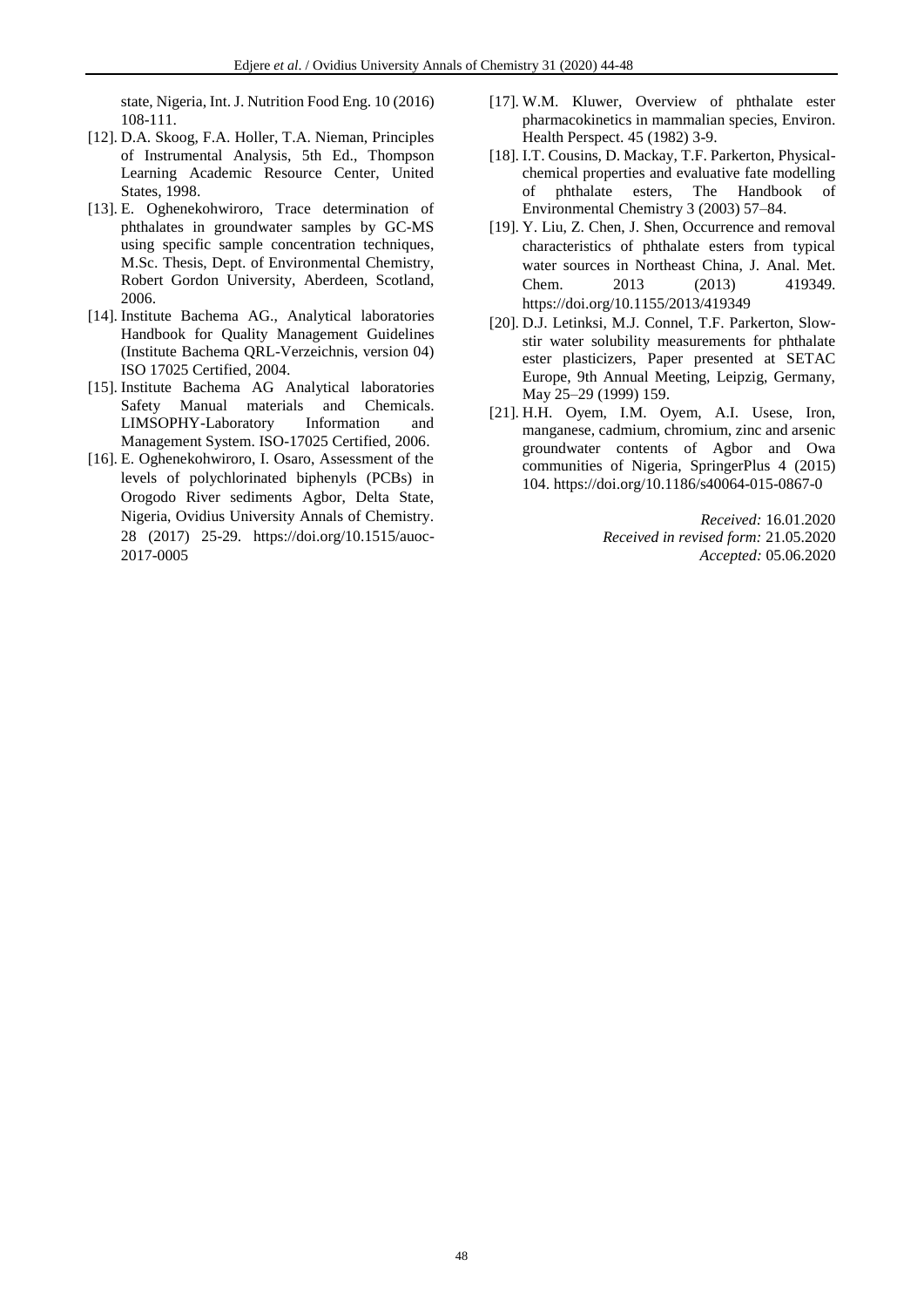state, Nigeria, Int. J. Nutrition Food Eng. 10 (2016) 108-111.

[12]. D.A. Skoog, F.A. Holler, T.A. Nieman, Principles of Instrumental Analysis, 5th Ed., Thompson Learning Academic Resource Center, United States, 1998.

[13]. E. Oghenekohwiroro, Trace determination of phthalates in groundwater samples by GC-MS using specific sample concentration techniques, M.Sc. Thesis, Dept. of Environmental Chemistry, Robert Gordon University, Aberdeen, Scotland, 2006.

[14]. Institute Bachema AG., Analytical laboratories Handbook for Quality Management Guidelines (Institute Bachema QRL-Verzeichnis, version 04) ISO 17025 Certified, 2004.

[15]. Institute Bachema AG Analytical laboratories Safety Manual materials and Chemicals. LIMSOPHY-Laboratory Information and Management System. ISO-17025 Certified, 2006.

[16]. E. Oghenekohwiroro, I. Osaro, Assessment of the levels of polychlorinated biphenyls (PCBs) in Orogodo River sediments Agbor, Delta State, Nigeria, Ovidius University Annals of Chemistry. 28 (2017) 25-29. https://doi.org/10.1515/auoc-2017-0005

[17]. W.M. Kluwer, Overview of phthalate ester pharmacokinetics in mammalian species, Environ. Health Perspect. 45 (1982) 3-9.

[18]. I.T. Cousins, D. Mackay, T.F. Parkerton, Physical-chemical properties and evaluative fate modelling of phthalate esters, The Handbook of Environmental Chemistry 3 (2003) 57–84.

[19]. Y. Liu, Z. Chen, J. Shen, Occurrence and removal characteristics of phthalate esters from typical water sources in Northeast China, J. Anal. Met. Chem. 2013 (2013) 419349. https://doi.org/10.1155/2013/419349

[20]. D.J. Letinksi, M.J. Connel, T.F. Parkerton, Slow-stir water solubility measurements for phthalate ester plasticizers, Paper presented at SETAC Europe, 9th Annual Meeting, Leipzig, Germany, May 25–29 (1999) 159.

[21]. H.H. Oyem, I.M. Oyem, A.I. Usese, Iron, manganese, cadmium, chromium, zinc and arsenic groundwater contents of Agbor and Owa communities of Nigeria, SpringerPlus 4 (2015) 104. https://doi.org/10.1186/s40064-015-0867-0

*Received:* 16.01.2020
*Received in revised form:* 21.05.2020
*Accepted:* 05.06.2020